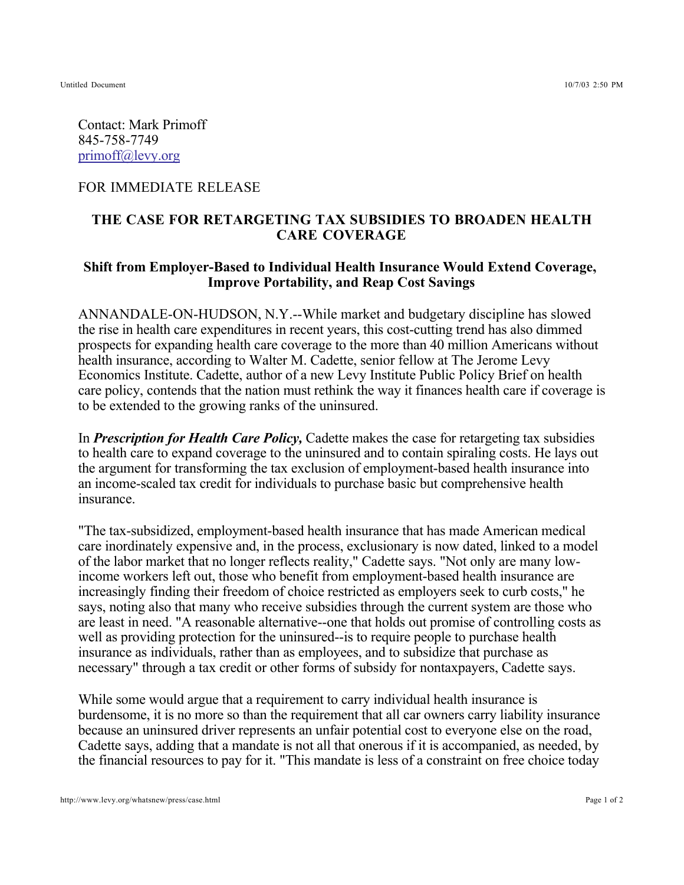Contact: Mark Primoff
845-758-7749
primoff@levy.org

FOR IMMEDIATE RELEASE

## THE CASE FOR RETARGETING TAX SUBSIDIES TO BROADEN HEALTH CARE COVERAGE

### Shift from Employer-Based to Individual Health Insurance Would Extend Coverage, Improve Portability, and Reap Cost Savings

ANNANDALE-ON-HUDSON, N.Y.--While market and budgetary discipline has slowed the rise in health care expenditures in recent years, this cost-cutting trend has also dimmed prospects for expanding health care coverage to the more than 40 million Americans without health insurance, according to Walter M. Cadette, senior fellow at The Jerome Levy Economics Institute. Cadette, author of a new Levy Institute Public Policy Brief on health care policy, contends that the nation must rethink the way it finances health care if coverage is to be extended to the growing ranks of the uninsured.

In ***Prescription for Health Care Policy,*** Cadette makes the case for retargeting tax subsidies to health care to expand coverage to the uninsured and to contain spiraling costs. He lays out the argument for transforming the tax exclusion of employment-based health insurance into an income-scaled tax credit for individuals to purchase basic but comprehensive health insurance.

"The tax-subsidized, employment-based health insurance that has made American medical care inordinately expensive and, in the process, exclusionary is now dated, linked to a model of the labor market that no longer reflects reality," Cadette says. "Not only are many low-income workers left out, those who benefit from employment-based health insurance are increasingly finding their freedom of choice restricted as employers seek to curb costs," he says, noting also that many who receive subsidies through the current system are those who are least in need. "A reasonable alternative--one that holds out promise of controlling costs as well as providing protection for the uninsured--is to require people to purchase health insurance as individuals, rather than as employees, and to subsidize that purchase as necessary" through a tax credit or other forms of subsidy for nontaxpayers, Cadette says.

While some would argue that a requirement to carry individual health insurance is burdensome, it is no more so than the requirement that all car owners carry liability insurance because an uninsured driver represents an unfair potential cost to everyone else on the road, Cadette says, adding that a mandate is not all that onerous if it is accompanied, as needed, by the financial resources to pay for it. "This mandate is less of a constraint on free choice today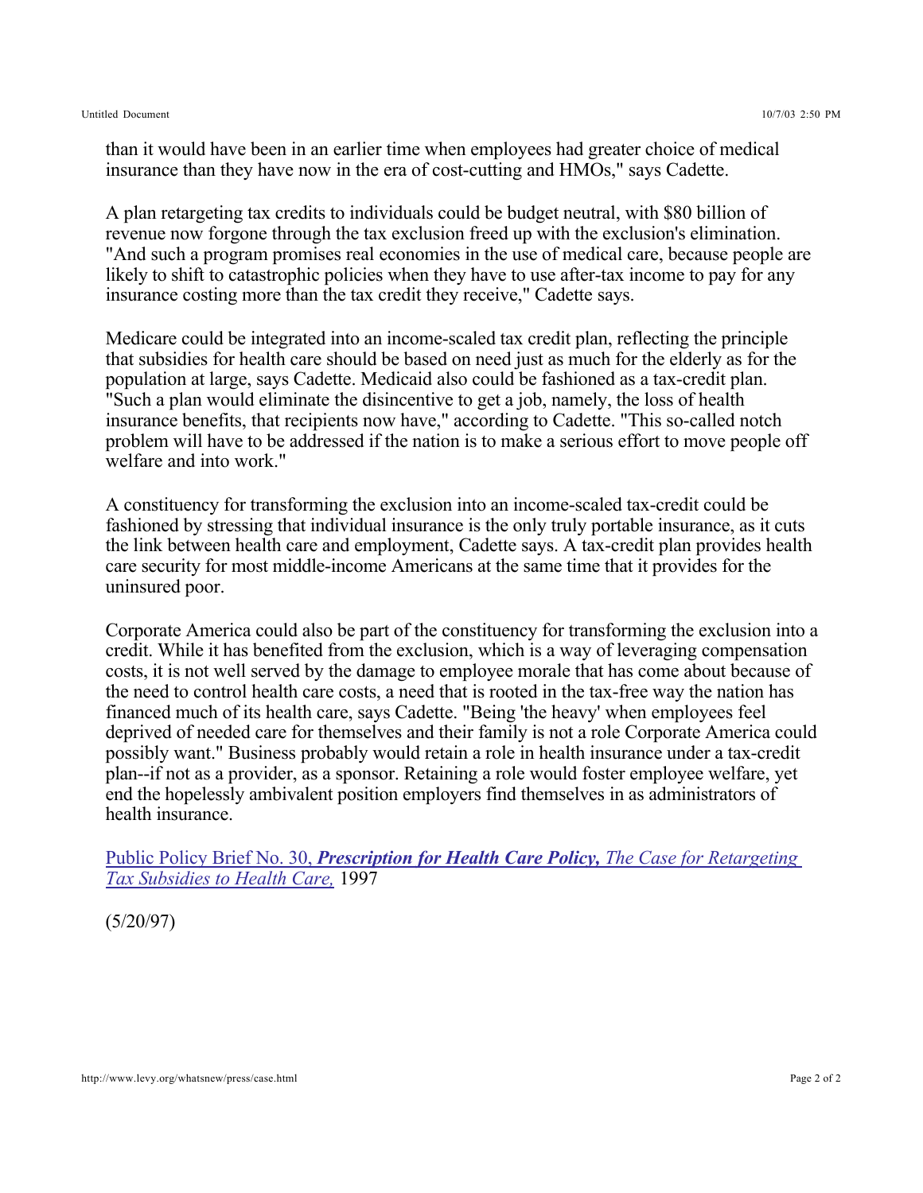than it would have been in an earlier time when employees had greater choice of medical insurance than they have now in the era of cost-cutting and HMOs," says Cadette.

A plan retargeting tax credits to individuals could be budget neutral, with $80 billion of revenue now forgone through the tax exclusion freed up with the exclusion's elimination. "And such a program promises real economies in the use of medical care, because people are likely to shift to catastrophic policies when they have to use after-tax income to pay for any insurance costing more than the tax credit they receive," Cadette says.

Medicare could be integrated into an income-scaled tax credit plan, reflecting the principle that subsidies for health care should be based on need just as much for the elderly as for the population at large, says Cadette. Medicaid also could be fashioned as a tax-credit plan. "Such a plan would eliminate the disincentive to get a job, namely, the loss of health insurance benefits, that recipients now have," according to Cadette. "This so-called notch problem will have to be addressed if the nation is to make a serious effort to move people off welfare and into work."

A constituency for transforming the exclusion into an income-scaled tax-credit could be fashioned by stressing that individual insurance is the only truly portable insurance, as it cuts the link between health care and employment, Cadette says. A tax-credit plan provides health care security for most middle-income Americans at the same time that it provides for the uninsured poor.

Corporate America could also be part of the constituency for transforming the exclusion into a credit. While it has benefited from the exclusion, which is a way of leveraging compensation costs, it is not well served by the damage to employee morale that has come about because of the need to control health care costs, a need that is rooted in the tax-free way the nation has financed much of its health care, says Cadette. "Being 'the heavy' when employees feel deprived of needed care for themselves and their family is not a role Corporate America could possibly want." Business probably would retain a role in health insurance under a tax-credit plan--if not as a provider, as a sponsor. Retaining a role would foster employee welfare, yet end the hopelessly ambivalent position employers find themselves in as administrators of health insurance.

Public Policy Brief No. 30, ***Prescription for Health Care Policy,*** *The Case for Retargeting Tax Subsidies to Health Care,* 1997

(5/20/97)